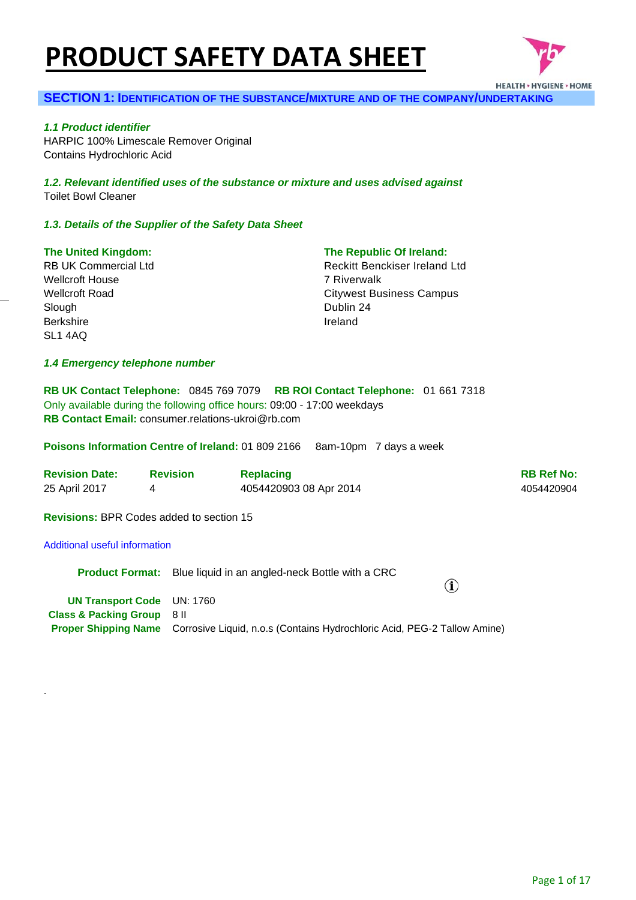# PRODUCT SAFETY DATA SHEET

HEALTH • HYGIENE • HOME

## SECTION 1: IDENTIFICATION OF THE SUBSTANCE/MIXTURE AND OF THE COMPANY/UNDERTAKING

### *1.1 Product identifier*

HARPIC 100% Limescale Remover Original
Contains Hydrochloric Acid

### *1.2. Relevant identified uses of the substance or mixture and uses advised against*

Toilet Bowl Cleaner

### *1.3. Details of the Supplier of the Safety Data Sheet*

**The United Kingdom:**
RB UK Commercial Ltd
Wellcroft House
Wellcroft Road
Slough
Berkshire
SL1 4AQ

**The Republic Of Ireland:**
Reckitt Benckiser Ireland Ltd
7 Riverwalk
Citywest Business Campus
Dublin 24
Ireland

### *1.4 Emergency telephone number*

**RB UK Contact Telephone:** 0845 769 7079 **RB ROI Contact Telephone:** 01 661 7318
Only available during the following office hours: 09:00 - 17:00 weekdays
**RB Contact Email:** consumer.relations-ukroi@rb.com

**Poisons Information Centre of Ireland:** 01 809 2166 8am-10pm 7 days a week

| Revision Date: | Revision | Replacing | RB Ref No: |
|---|---|---|---|
| 25 April 2017 | 4 | 4054420903 08 Apr 2014 | 4054420904 |

**Revisions:** BPR Codes added to section 15

Additional useful information

| | |
|---|---|
| **Product Format:** | Blue liquid in an angled-neck Bottle with a CRC |
| **UN Transport Code** | UN: 1760 |
| **Class & Packing Group** | 8 II |
| **Proper Shipping Name** | Corrosive Liquid, n.o.s (Contains Hydrochloric Acid, PEG-2 Tallow Amine) |

.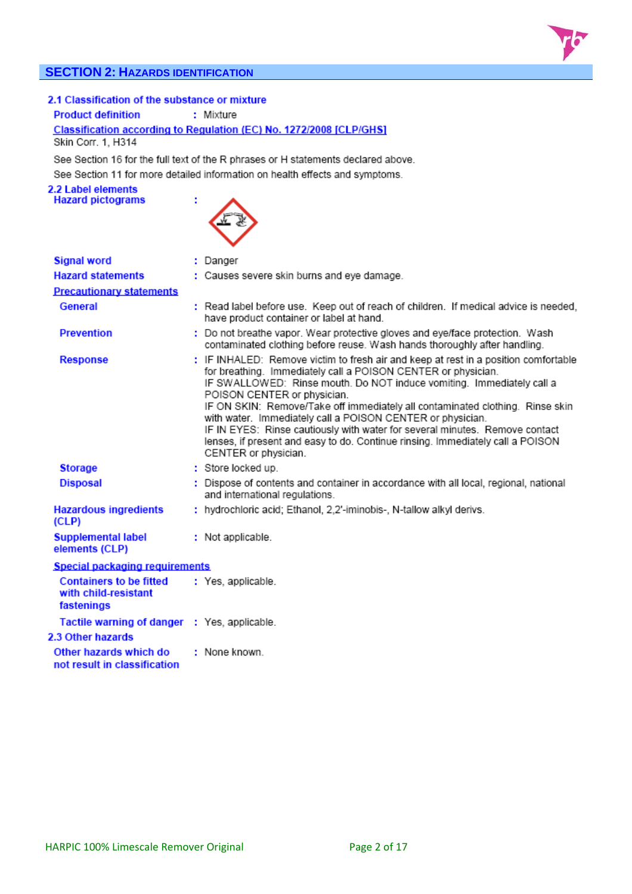## SECTION 2: HAZARDS IDENTIFICATION

### 2.1 Classification of the substance or mixture

**Product definition** : Mixture

**Classification according to Regulation (EC) No. 1272/2008 [CLP/GHS]**

Skin Corr. 1, H314

See Section 16 for the full text of the R phrases or H statements declared above.

See Section 11 for more detailed information on health effects and symptoms.

### 2.2 Label elements

**Hazard pictograms** :

**Signal word** : Danger

**Hazard statements** : Causes severe skin burns and eye damage.

**Precautionary statements**

**General** : Read label before use. Keep out of reach of children. If medical advice is needed, have product container or label at hand.

**Prevention** : Do not breathe vapor. Wear protective gloves and eye/face protection. Wash contaminated clothing before reuse. Wash hands thoroughly after handling.

**Response** : IF INHALED: Remove victim to fresh air and keep at rest in a position comfortable for breathing. Immediately call a POISON CENTER or physician.
IF SWALLOWED: Rinse mouth. Do NOT induce vomiting. Immediately call a POISON CENTER or physician.
IF ON SKIN: Remove/Take off immediately all contaminated clothing. Rinse skin with water. Immediately call a POISON CENTER or physician.
IF IN EYES: Rinse cautiously with water for several minutes. Remove contact lenses, if present and easy to do. Continue rinsing. Immediately call a POISON CENTER or physician.

**Storage** : Store locked up.

**Disposal** : Dispose of contents and container in accordance with all local, regional, national and international regulations.

**Hazardous ingredients (CLP)** : hydrochloric acid; Ethanol, 2,2'-iminobis-, N-tallow alkyl derivs.

**Supplemental label elements (CLP)** : Not applicable.

**Special packaging requirements**

**Containers to be fitted with child-resistant fastenings** : Yes, applicable.

**Tactile warning of danger** : Yes, applicable.

### 2.3 Other hazards

**Other hazards which do not result in classification** : None known.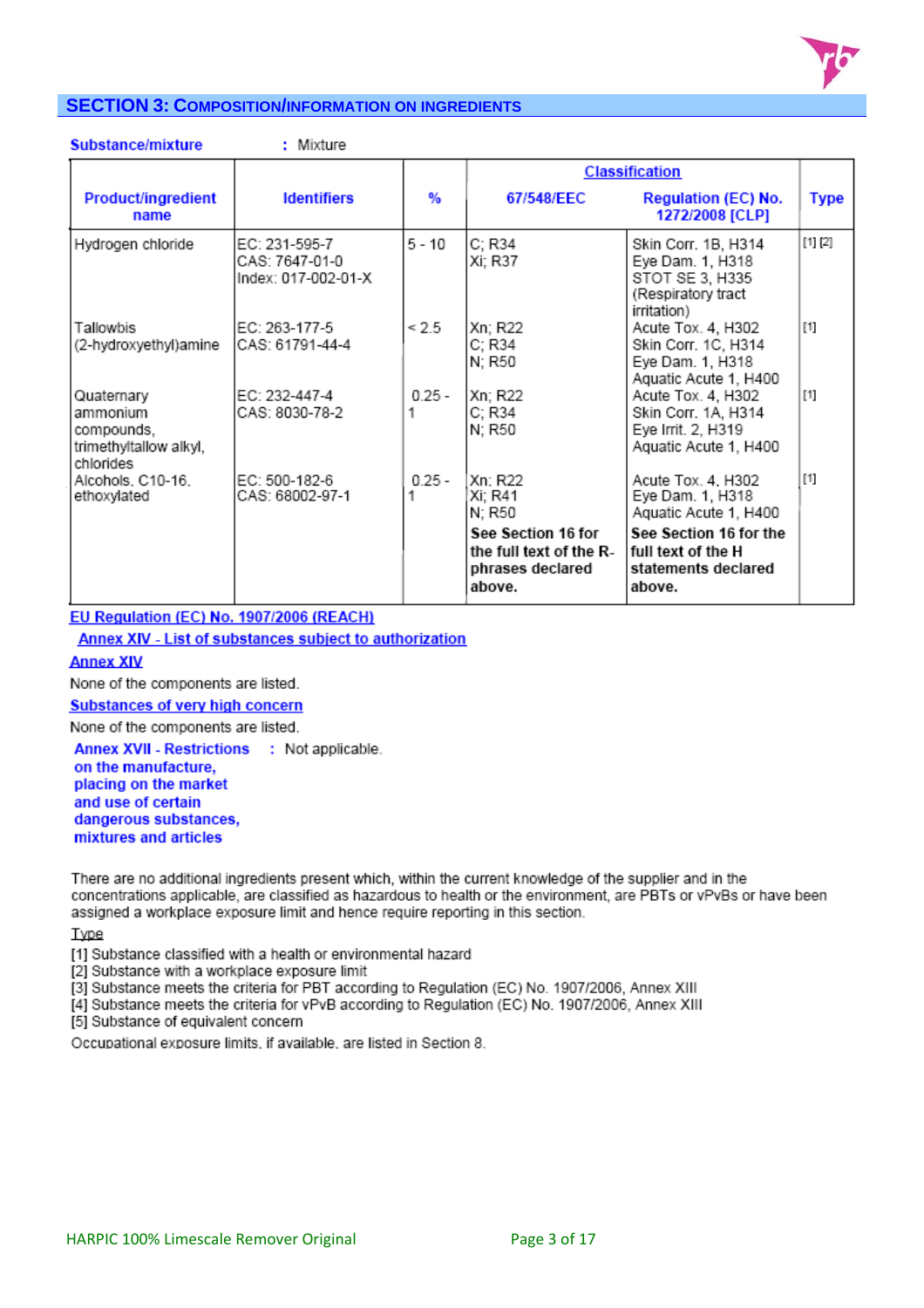## SECTION 3: COMPOSITION/INFORMATION ON INGREDIENTS

**Substance/mixture** : Mixture

| Product/ingredient name | Identifiers | % | Classification | | Type |
|---|---|---|---|---|---|
| | | | 67/548/EEC | Regulation (EC) No. 1272/2008 [CLP] | |
| Hydrogen chloride | EC: 231-595-7<br>CAS: 7647-01-0<br>Index: 017-002-01-X | 5 - 10 | C; R34<br>Xi; R37 | Skin Corr. 1B, H314<br>Eye Dam. 1, H318<br>STOT SE 3, H335 (Respiratory tract irritation) | [1] [2] |
| Tallowbis (2-hydroxyethyl)amine | EC: 263-177-5<br>CAS: 61791-44-4 | < 2.5 | Xn; R22<br>C; R34<br>N; R50 | Acute Tox. 4, H302<br>Skin Corr. 1C, H314<br>Eye Dam. 1, H318<br>Aquatic Acute 1, H400 | [1] |
| Quaternary ammonium compounds, trimethyltallow alkyl, chlorides | EC: 232-447-4<br>CAS: 8030-78-2 | 0.25 - 1 | Xn; R22<br>C; R34<br>N; R50 | Acute Tox. 4, H302<br>Skin Corr. 1A, H314<br>Eye Irrit. 2, H319<br>Aquatic Acute 1, H400 | [1] |
| Alcohols, C10-16, ethoxylated | EC: 500-182-6<br>CAS: 68002-97-1 | 0.25 - 1 | Xn; R22<br>Xi; R41<br>N; R50 | Acute Tox. 4, H302<br>Eye Dam. 1, H318<br>Aquatic Acute 1, H400 | [1] |
| | | | **See Section 16 for the full text of the R-phrases declared above.** | **See Section 16 for the full text of the H statements declared above.** | |

**EU Regulation (EC) No. 1907/2006 (REACH)**

**Annex XIV - List of substances subject to authorization**

**Annex XIV**

None of the components are listed.

**Substances of very high concern**

None of the components are listed.

**Annex XVII - Restrictions on the manufacture, placing on the market and use of certain dangerous substances, mixtures and articles** : Not applicable.

There are no additional ingredients present which, within the current knowledge of the supplier and in the concentrations applicable, are classified as hazardous to health or the environment, are PBTs or vPvBs or have been assigned a workplace exposure limit and hence require reporting in this section.

Type

[1] Substance classified with a health or environmental hazard
[2] Substance with a workplace exposure limit
[3] Substance meets the criteria for PBT according to Regulation (EC) No. 1907/2006, Annex XIII
[4] Substance meets the criteria for vPvB according to Regulation (EC) No. 1907/2006, Annex XIII
[5] Substance of equivalent concern

Occupational exposure limits, if available, are listed in Section 8.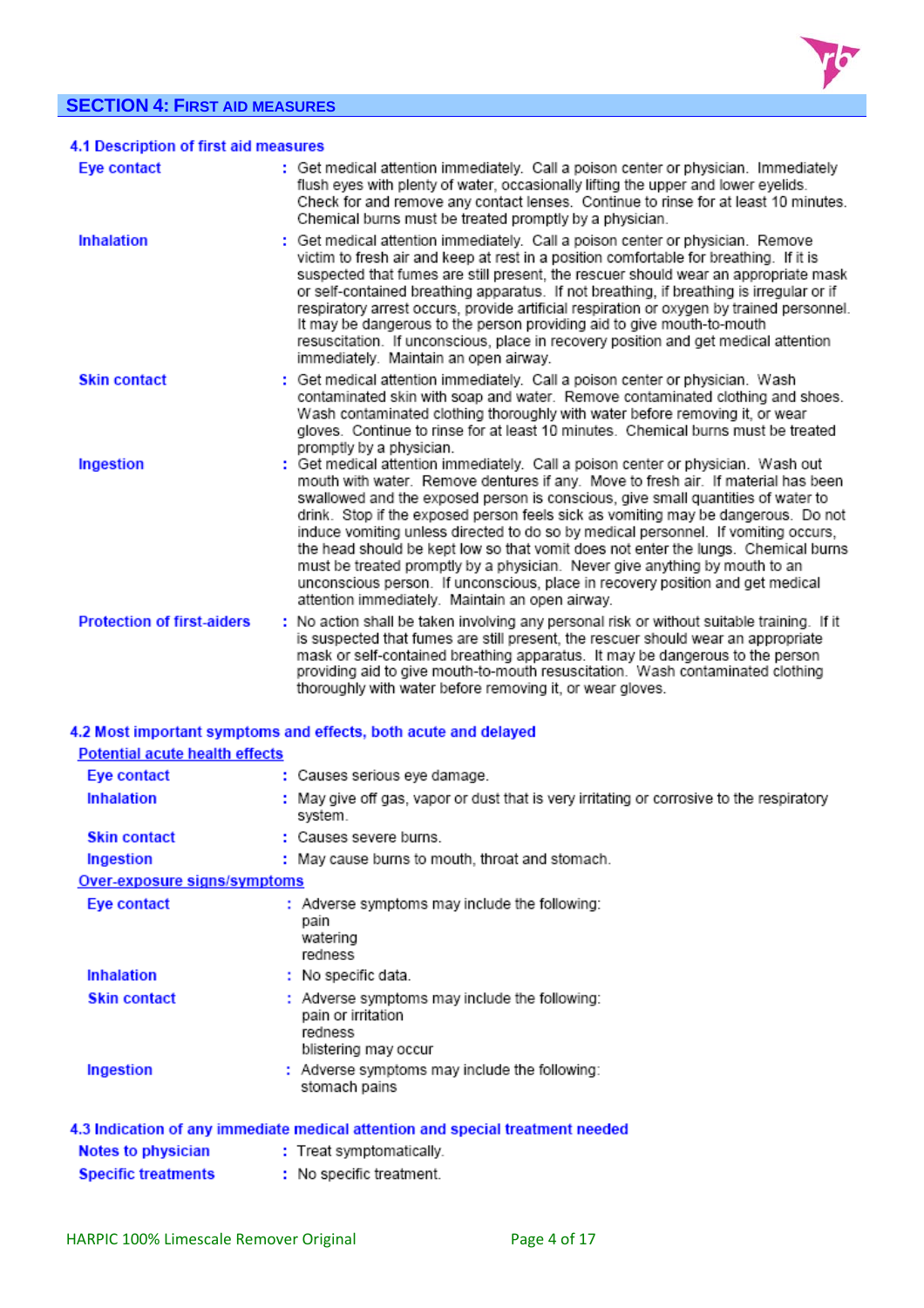## SECTION 4: First aid measures

### 4.1 Description of first aid measures

| | |
|---|---|
| **Eye contact** | Get medical attention immediately. Call a poison center or physician. Immediately flush eyes with plenty of water, occasionally lifting the upper and lower eyelids. Check for and remove any contact lenses. Continue to rinse for at least 10 minutes. Chemical burns must be treated promptly by a physician. |
| **Inhalation** | Get medical attention immediately. Call a poison center or physician. Remove victim to fresh air and keep at rest in a position comfortable for breathing. If it is suspected that fumes are still present, the rescuer should wear an appropriate mask or self-contained breathing apparatus. If not breathing, if breathing is irregular or if respiratory arrest occurs, provide artificial respiration or oxygen by trained personnel. It may be dangerous to the person providing aid to give mouth-to-mouth resuscitation. If unconscious, place in recovery position and get medical attention immediately. Maintain an open airway. |
| **Skin contact** | Get medical attention immediately. Call a poison center or physician. Wash contaminated skin with soap and water. Remove contaminated clothing and shoes. Wash contaminated clothing thoroughly with water before removing it, or wear gloves. Continue to rinse for at least 10 minutes. Chemical burns must be treated promptly by a physician. |
| **Ingestion** | Get medical attention immediately. Call a poison center or physician. Wash out mouth with water. Remove dentures if any. Move to fresh air. If material has been swallowed and the exposed person is conscious, give small quantities of water to drink. Stop if the exposed person feels sick as vomiting may be dangerous. Do not induce vomiting unless directed to do so by medical personnel. If vomiting occurs, the head should be kept low so that vomit does not enter the lungs. Chemical burns must be treated promptly by a physician. Never give anything by mouth to an unconscious person. If unconscious, place in recovery position and get medical attention immediately. Maintain an open airway. |
| **Protection of first-aiders** | No action shall be taken involving any personal risk or without suitable training. If it is suspected that fumes are still present, the rescuer should wear an appropriate mask or self-contained breathing apparatus. It may be dangerous to the person providing aid to give mouth-to-mouth resuscitation. Wash contaminated clothing thoroughly with water before removing it, or wear gloves. |

### 4.2 Most important symptoms and effects, both acute and delayed

**Potential acute health effects**

| | |
|---|---|
| **Eye contact** | Causes serious eye damage. |
| **Inhalation** | May give off gas, vapor or dust that is very irritating or corrosive to the respiratory system. |
| **Skin contact** | Causes severe burns. |
| **Ingestion** | May cause burns to mouth, throat and stomach. |

**Over-exposure signs/symptoms**

| | |
|---|---|
| **Eye contact** | Adverse symptoms may include the following:<br>pain<br>watering<br>redness |
| **Inhalation** | No specific data. |
| **Skin contact** | Adverse symptoms may include the following:<br>pain or irritation<br>redness<br>blistering may occur |
| **Ingestion** | Adverse symptoms may include the following:<br>stomach pains |

### 4.3 Indication of any immediate medical attention and special treatment needed

| | |
|---|---|
| **Notes to physician** | Treat symptomatically. |
| **Specific treatments** | No specific treatment. |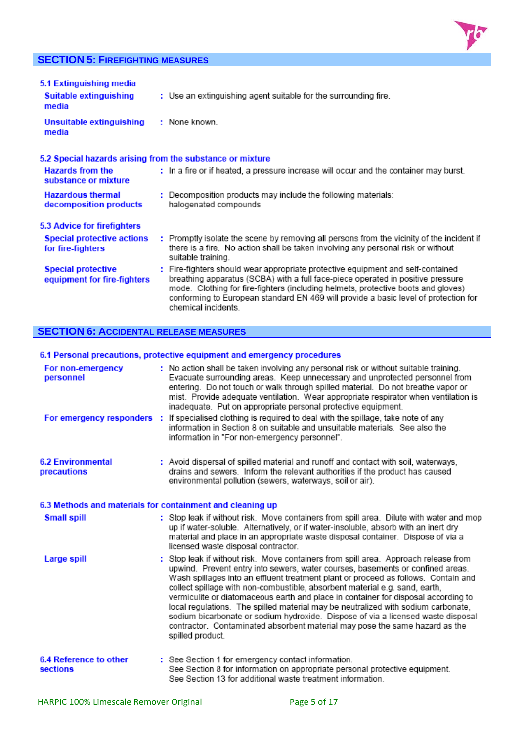## SECTION 5: FIREFIGHTING MEASURES

### 5.1 Extinguishing media

| | |
|---|---|
| **Suitable extinguishing media** | Use an extinguishing agent suitable for the surrounding fire. |
| **Unsuitable extinguishing media** | None known. |

### 5.2 Special hazards arising from the substance or mixture

| | |
|---|---|
| **Hazards from the substance or mixture** | In a fire or if heated, a pressure increase will occur and the container may burst. |
| **Hazardous thermal decomposition products** | Decomposition products may include the following materials: halogenated compounds |

### 5.3 Advice for firefighters

| | |
|---|---|
| **Special protective actions for fire-fighters** | Promptly isolate the scene by removing all persons from the vicinity of the incident if there is a fire. No action shall be taken involving any personal risk or without suitable training. |
| **Special protective equipment for fire-fighters** | Fire-fighters should wear appropriate protective equipment and self-contained breathing apparatus (SCBA) with a full face-piece operated in positive pressure mode. Clothing for fire-fighters (including helmets, protective boots and gloves) conforming to European standard EN 469 will provide a basic level of protection for chemical incidents. |

## SECTION 6: ACCIDENTAL RELEASE MEASURES

### 6.1 Personal precautions, protective equipment and emergency procedures

| | |
|---|---|
| **For non-emergency personnel** | No action shall be taken involving any personal risk or without suitable training. Evacuate surrounding areas. Keep unnecessary and unprotected personnel from entering. Do not touch or walk through spilled material. Do not breathe vapor or mist. Provide adequate ventilation. Wear appropriate respirator when ventilation is inadequate. Put on appropriate personal protective equipment. |
| **For emergency responders** | If specialised clothing is required to deal with the spillage, take note of any information in Section 8 on suitable and unsuitable materials. See also the information in "For non-emergency personnel". |

### 6.2 Environmental precautions

Avoid dispersal of spilled material and runoff and contact with soil, waterways, drains and sewers. Inform the relevant authorities if the product has caused environmental pollution (sewers, waterways, soil or air).

### 6.3 Methods and materials for containment and cleaning up

| | |
|---|---|
| **Small spill** | Stop leak if without risk. Move containers from spill area. Dilute with water and mop up if water-soluble. Alternatively, or if water-insoluble, absorb with an inert dry material and place in an appropriate waste disposal container. Dispose of via a licensed waste disposal contractor. |
| **Large spill** | Stop leak if without risk. Move containers from spill area. Approach release from upwind. Prevent entry into sewers, water courses, basements or confined areas. Wash spillages into an effluent treatment plant or proceed as follows. Contain and collect spillage with non-combustible, absorbent material e.g. sand, earth, vermiculite or diatomaceous earth and place in container for disposal according to local regulations. The spilled material may be neutralized with sodium carbonate, sodium bicarbonate or sodium hydroxide. Dispose of via a licensed waste disposal contractor. Contaminated absorbent material may pose the same hazard as the spilled product. |

### 6.4 Reference to other sections

See Section 1 for emergency contact information.
See Section 8 for information on appropriate personal protective equipment.
See Section 13 for additional waste treatment information.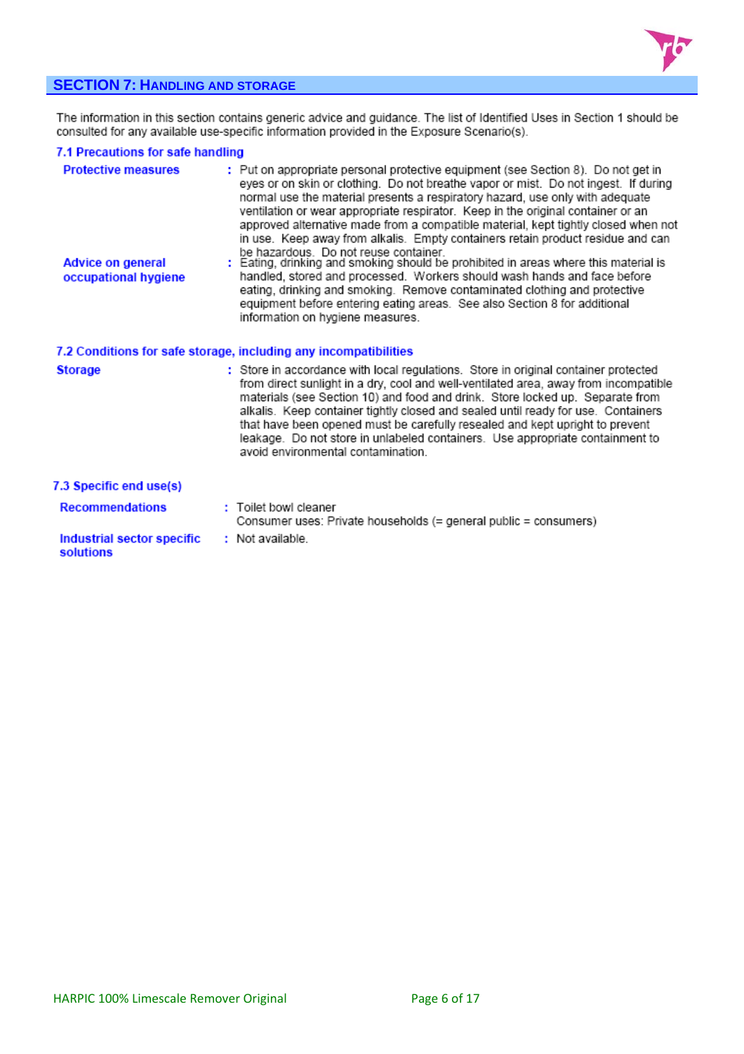## SECTION 7: HANDLING AND STORAGE

The information in this section contains generic advice and guidance. The list of Identified Uses in Section 1 should be consulted for any available use-specific information provided in the Exposure Scenario(s).

### 7.1 Precautions for safe handling

**Protective measures** : Put on appropriate personal protective equipment (see Section 8). Do not get in eyes or on skin or clothing. Do not breathe vapor or mist. Do not ingest. If during normal use the material presents a respiratory hazard, use only with adequate ventilation or wear appropriate respirator. Keep in the original container or an approved alternative made from a compatible material, kept tightly closed when not in use. Keep away from alkalis. Empty containers retain product residue and can be hazardous. Do not reuse container.

**Advice on general occupational hygiene** : Eating, drinking and smoking should be prohibited in areas where this material is handled, stored and processed. Workers should wash hands and face before eating, drinking and smoking. Remove contaminated clothing and protective equipment before entering eating areas. See also Section 8 for additional information on hygiene measures.

### 7.2 Conditions for safe storage, including any incompatibilities

**Storage** : Store in accordance with local regulations. Store in original container protected from direct sunlight in a dry, cool and well-ventilated area, away from incompatible materials (see Section 10) and food and drink. Store locked up. Separate from alkalis. Keep container tightly closed and sealed until ready for use. Containers that have been opened must be carefully resealed and kept upright to prevent leakage. Do not store in unlabeled containers. Use appropriate containment to avoid environmental contamination.

### 7.3 Specific end use(s)

**Recommendations** : Toilet bowl cleaner
Consumer uses: Private households (= general public = consumers)

**Industrial sector specific solutions** : Not available.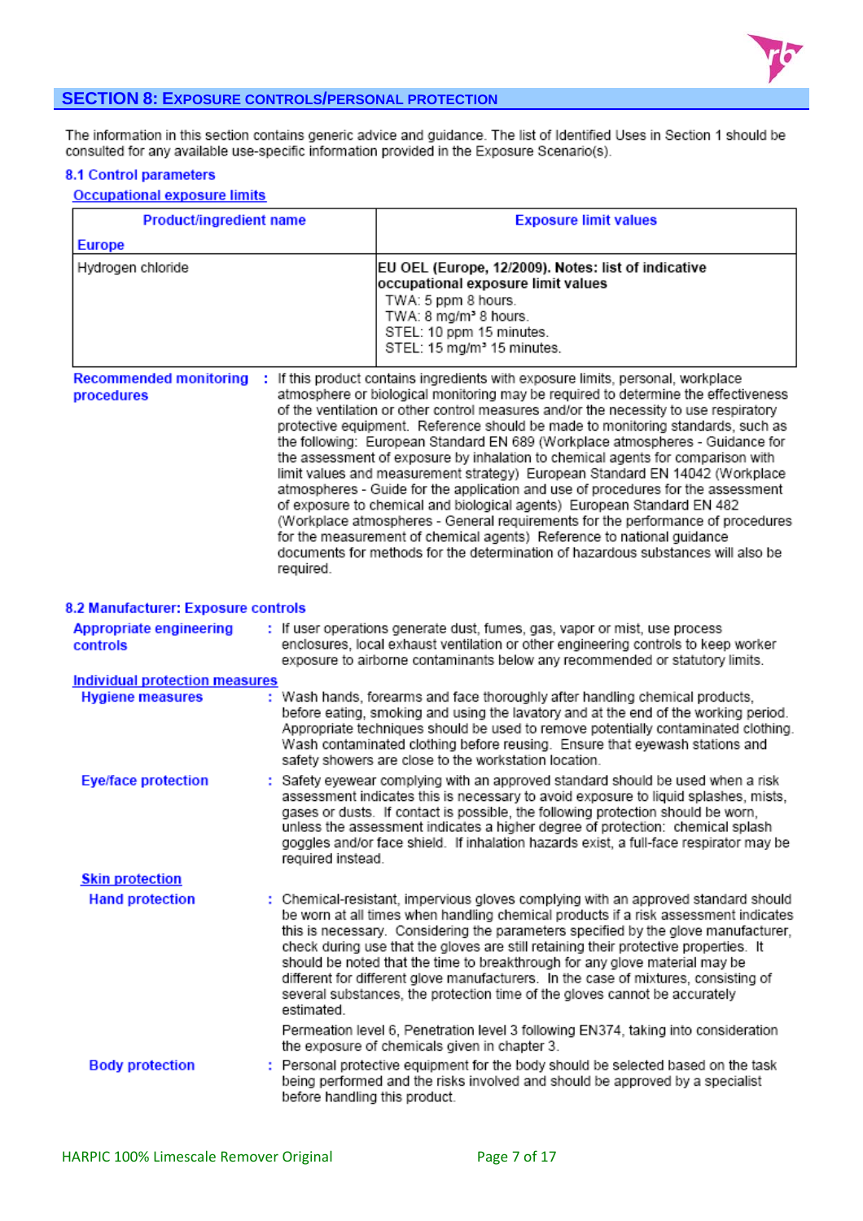## SECTION 8: EXPOSURE CONTROLS/PERSONAL PROTECTION

The information in this section contains generic advice and guidance. The list of Identified Uses in Section 1 should be consulted for any available use-specific information provided in the Exposure Scenario(s).

### 8.1 Control parameters

**Occupational exposure limits**

| Product/ingredient name<br>Europe | Exposure limit values |
|---|---|
| Hydrogen chloride | **EU OEL (Europe, 12/2009). Notes: list of indicative occupational exposure limit values**<br>TWA: 5 ppm 8 hours.<br>TWA: 8 mg/m³ 8 hours.<br>STEL: 10 ppm 15 minutes.<br>STEL: 15 mg/m³ 15 minutes. |

**Recommended monitoring procedures** : If this product contains ingredients with exposure limits, personal, workplace atmosphere or biological monitoring may be required to determine the effectiveness of the ventilation or other control measures and/or the necessity to use respiratory protective equipment. Reference should be made to monitoring standards, such as the following: European Standard EN 689 (Workplace atmospheres - Guidance for the assessment of exposure by inhalation to chemical agents for comparison with limit values and measurement strategy) European Standard EN 14042 (Workplace atmospheres - Guide for the application and use of procedures for the assessment of exposure to chemical and biological agents) European Standard EN 482 (Workplace atmospheres - General requirements for the performance of procedures for the measurement of chemical agents) Reference to national guidance documents for methods for the determination of hazardous substances will also be required.

### 8.2 Manufacturer: Exposure controls

**Appropriate engineering controls** : If user operations generate dust, fumes, gas, vapor or mist, use process enclosures, local exhaust ventilation or other engineering controls to keep worker exposure to airborne contaminants below any recommended or statutory limits.

**Individual protection measures**

**Hygiene measures** : Wash hands, forearms and face thoroughly after handling chemical products, before eating, smoking and using the lavatory and at the end of the working period. Appropriate techniques should be used to remove potentially contaminated clothing. Wash contaminated clothing before reusing. Ensure that eyewash stations and safety showers are close to the workstation location.

**Eye/face protection** : Safety eyewear complying with an approved standard should be used when a risk assessment indicates this is necessary to avoid exposure to liquid splashes, mists, gases or dusts. If contact is possible, the following protection should be worn, unless the assessment indicates a higher degree of protection: chemical splash goggles and/or face shield. If inhalation hazards exist, a full-face respirator may be required instead.

**Skin protection**

**Hand protection** : Chemical-resistant, impervious gloves complying with an approved standard should be worn at all times when handling chemical products if a risk assessment indicates this is necessary. Considering the parameters specified by the glove manufacturer, check during use that the gloves are still retaining their protective properties. It should be noted that the time to breakthrough for any glove material may be different for different glove manufacturers. In the case of mixtures, consisting of several substances, the protection time of the gloves cannot be accurately estimated.

Permeation level 6, Penetration level 3 following EN374, taking into consideration the exposure of chemicals given in chapter 3.

**Body protection** : Personal protective equipment for the body should be selected based on the task being performed and the risks involved and should be approved by a specialist before handling this product.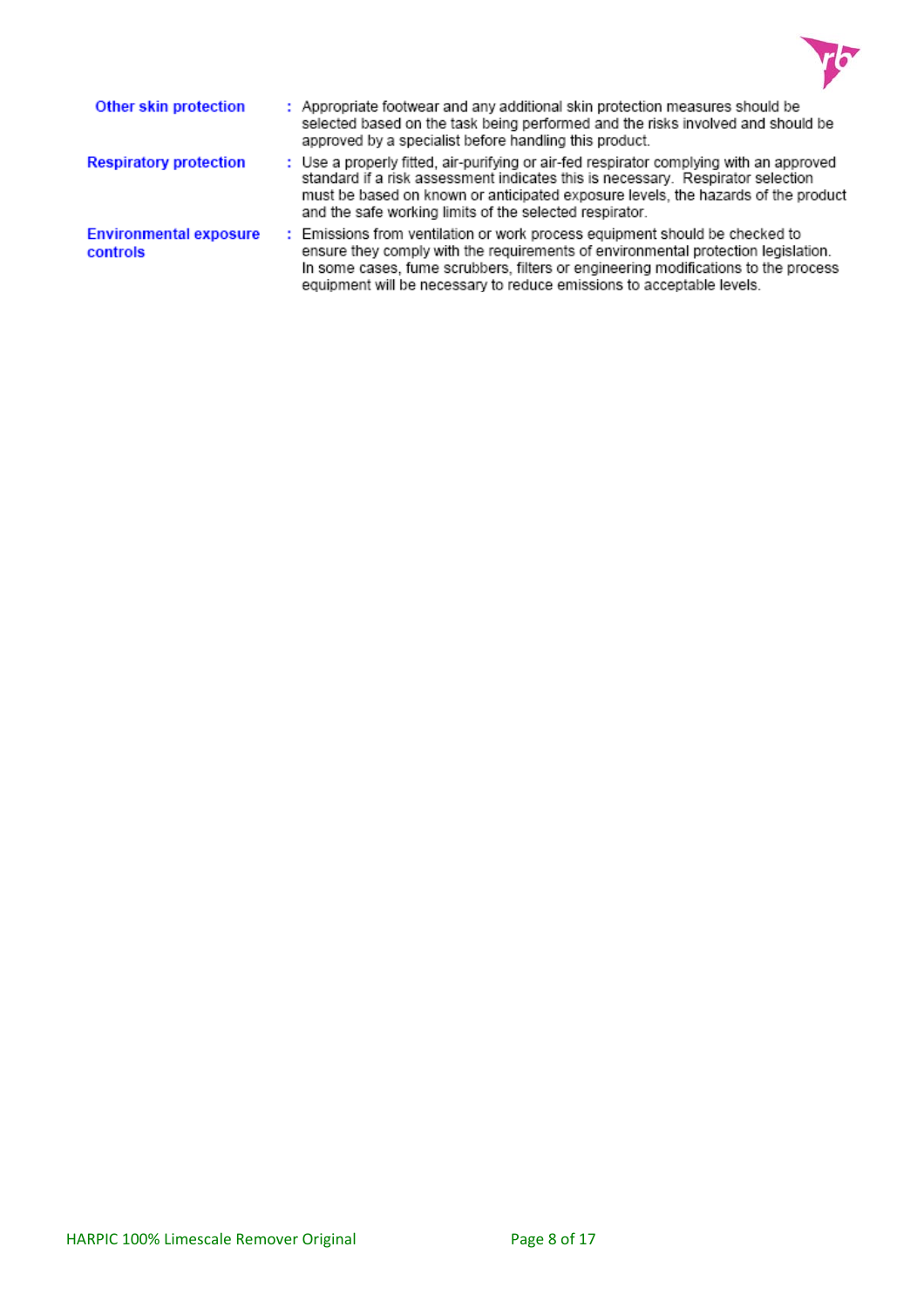**Other skin protection** : Appropriate footwear and any additional skin protection measures should be selected based on the task being performed and the risks involved and should be approved by a specialist before handling this product.

**Respiratory protection** : Use a properly fitted, air-purifying or air-fed respirator complying with an approved standard if a risk assessment indicates this is necessary. Respirator selection must be based on known or anticipated exposure levels, the hazards of the product and the safe working limits of the selected respirator.

**Environmental exposure controls** : Emissions from ventilation or work process equipment should be checked to ensure they comply with the requirements of environmental protection legislation. In some cases, fume scrubbers, filters or engineering modifications to the process equipment will be necessary to reduce emissions to acceptable levels.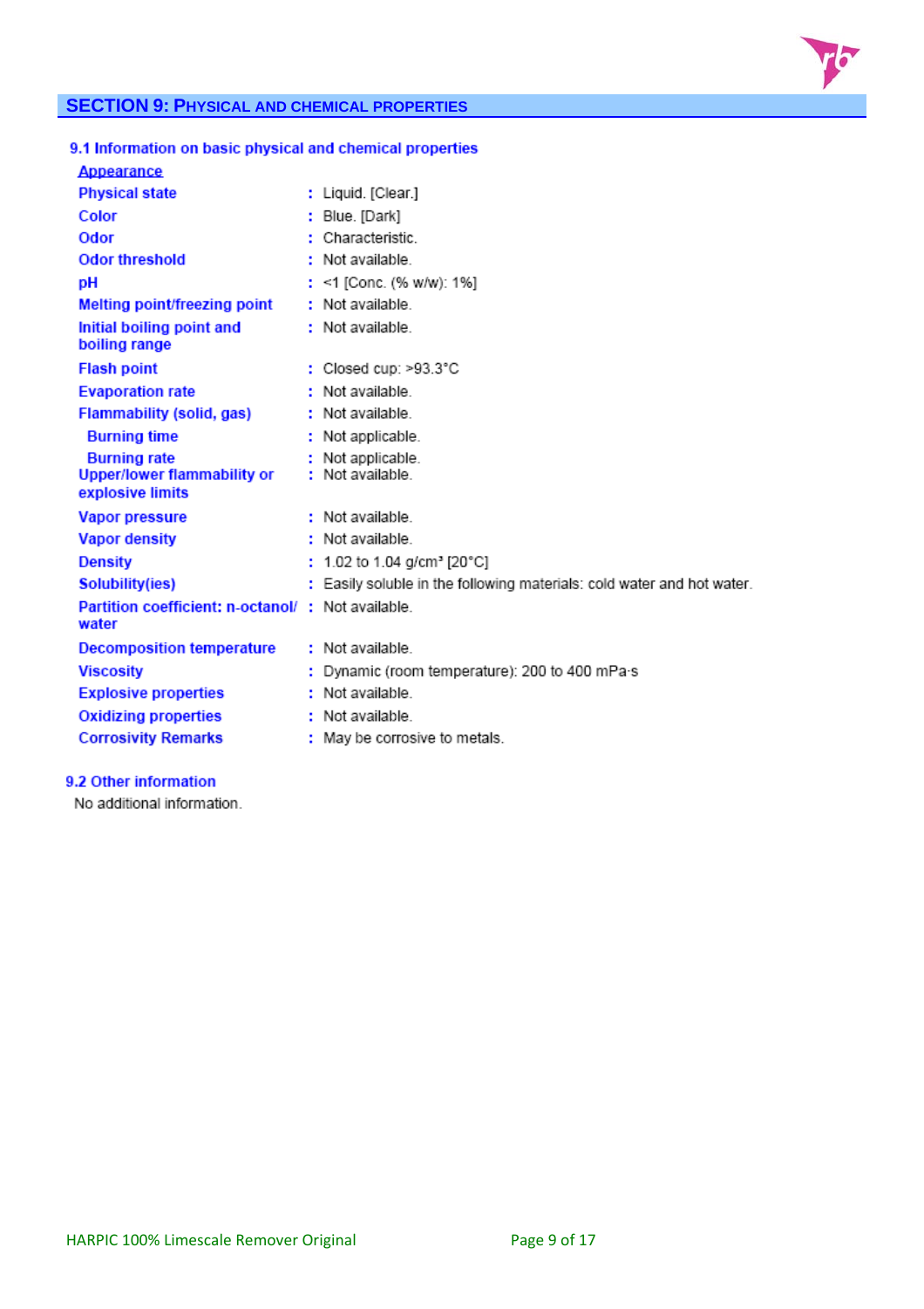## SECTION 9: PHYSICAL AND CHEMICAL PROPERTIES

### 9.1 Information on basic physical and chemical properties

**Appearance**

| | | |
|---|---|---|
| Physical state | : | Liquid. [Clear.] |
| Color | : | Blue. [Dark] |
| Odor | : | Characteristic. |
| Odor threshold | : | Not available. |
| pH | : | <1 [Conc. (% w/w): 1%] |
| Melting point/freezing point | : | Not available. |
| Initial boiling point and boiling range | : | Not available. |
| Flash point | : | Closed cup: >93.3°C |
| Evaporation rate | : | Not available. |
| Flammability (solid, gas) | : | Not available. |
| Burning time | : | Not applicable. |
| Burning rate | : | Not applicable. |
| Upper/lower flammability or explosive limits | : | Not available. |
| Vapor pressure | : | Not available. |
| Vapor density | : | Not available. |
| Density | : | 1.02 to 1.04 g/cm³ [20°C] |
| Solubility(ies) | : | Easily soluble in the following materials: cold water and hot water. |
| Partition coefficient: n-octanol/ water | : | Not available. |
| Decomposition temperature | : | Not available. |
| Viscosity | : | Dynamic (room temperature): 200 to 400 mPa·s |
| Explosive properties | : | Not available. |
| Oxidizing properties | : | Not available. |
| Corrosivity Remarks | : | May be corrosive to metals. |

### 9.2 Other information

No additional information.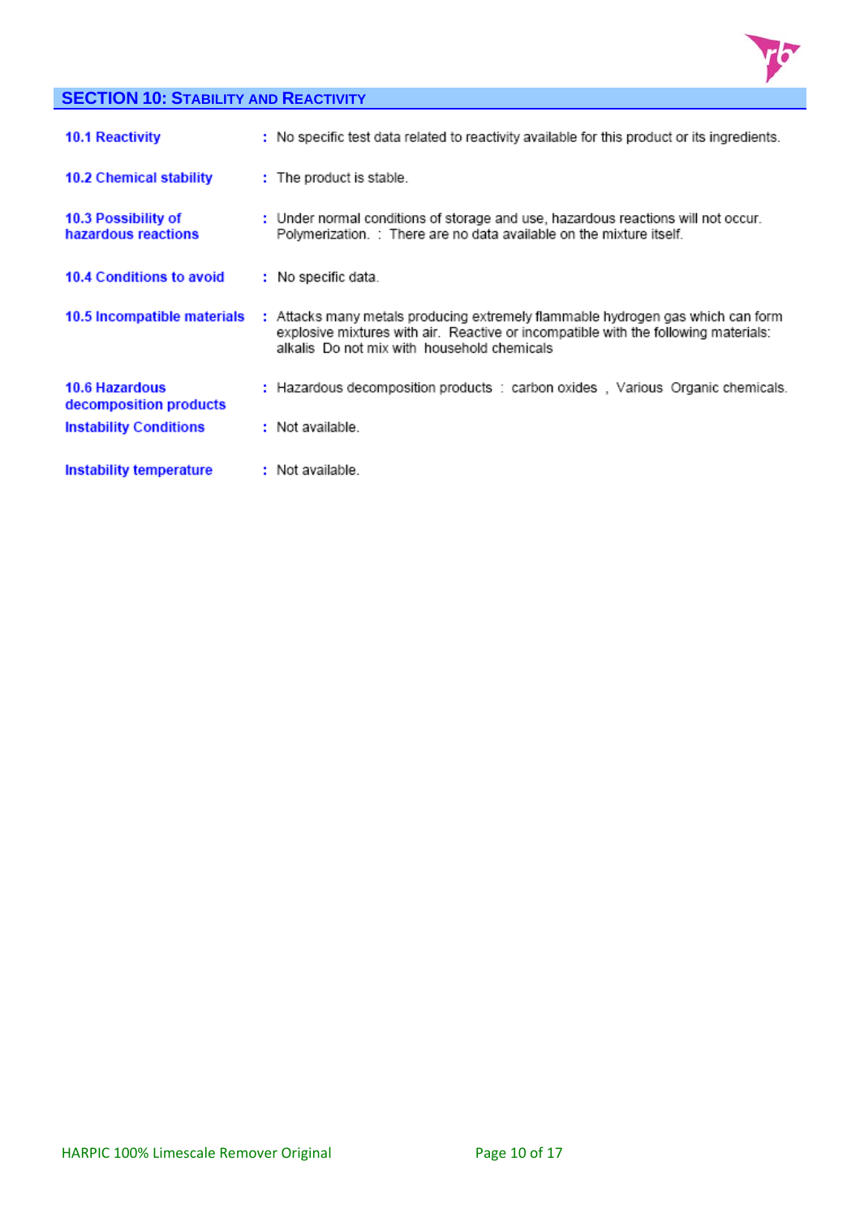## SECTION 10: STABILITY AND REACTIVITY

| | | |
|---|---|---|
| **10.1 Reactivity** | : | No specific test data related to reactivity available for this product or its ingredients. |
| **10.2 Chemical stability** | : | The product is stable. |
| **10.3 Possibility of hazardous reactions** | : | Under normal conditions of storage and use, hazardous reactions will not occur. Polymerization. : There are no data available on the mixture itself. |
| **10.4 Conditions to avoid** | : | No specific data. |
| **10.5 Incompatible materials** | : | Attacks many metals producing extremely flammable hydrogen gas which can form explosive mixtures with air. Reactive or incompatible with the following materials: alkalis Do not mix with household chemicals |
| **10.6 Hazardous decomposition products** | : | Hazardous decomposition products : carbon oxides , Various Organic chemicals. |
| **Instability Conditions** | : | Not available. |
| **Instability temperature** | : | Not available. |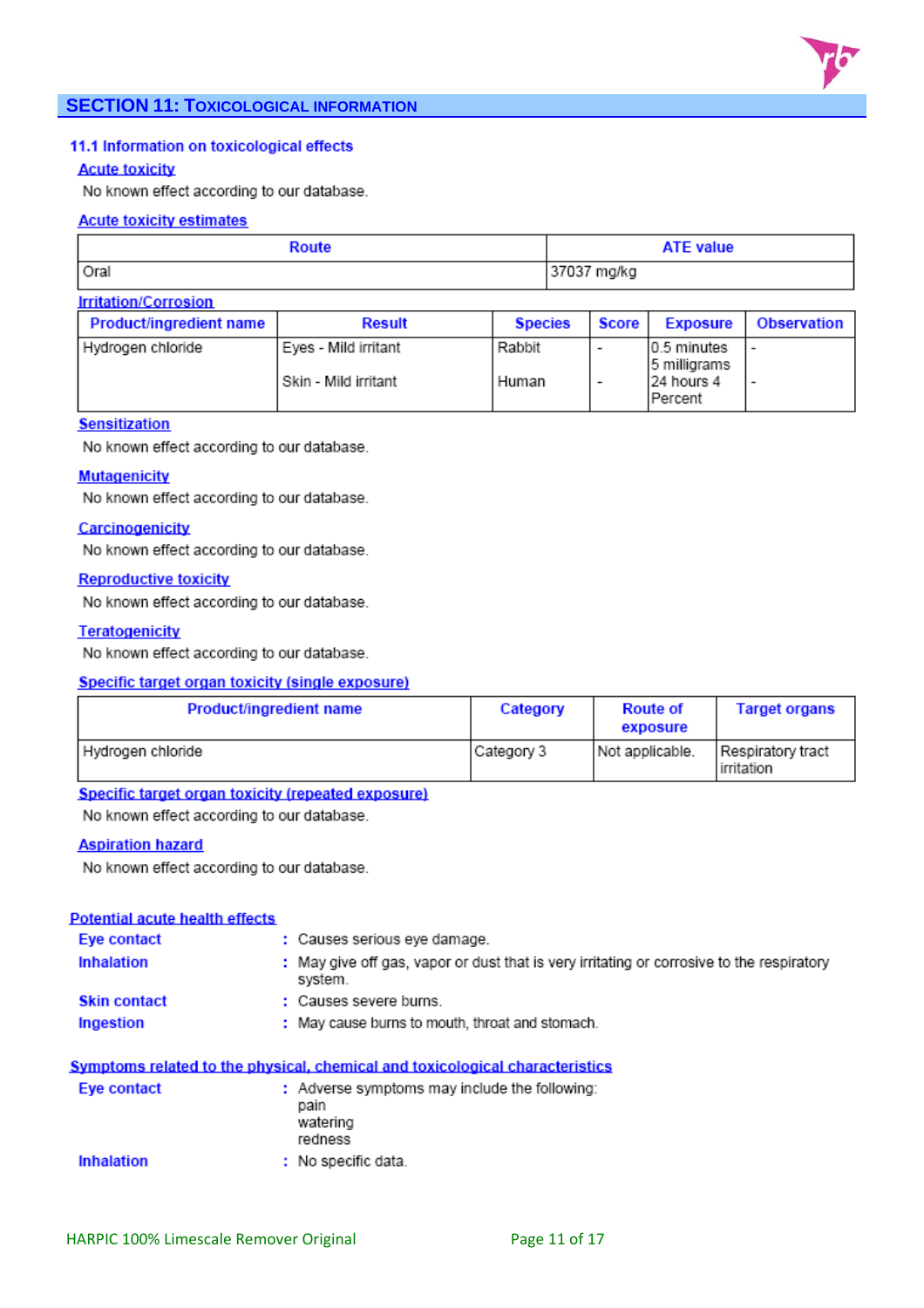## SECTION 11: Toxicological information

### 11.1 Information on toxicological effects

**Acute toxicity**

No known effect according to our database.

**Acute toxicity estimates**

| Route | ATE value |
|---|---|
| Oral | 37037 mg/kg |

**Irritation/Corrosion**

| Product/ingredient name | Result | Species | Score | Exposure | Observation |
|---|---|---|---|---|---|
| Hydrogen chloride | Eyes - Mild irritant | Rabbit | - | 0.5 minutes 5 milligrams | - |
| | Skin - Mild irritant | Human | - | 24 hours 4 Percent | - |

**Sensitization**

No known effect according to our database.

**Mutagenicity**

No known effect according to our database.

**Carcinogenicity**

No known effect according to our database.

**Reproductive toxicity**

No known effect according to our database.

**Teratogenicity**

No known effect according to our database.

**Specific target organ toxicity (single exposure)**

| Product/ingredient name | Category | Route of exposure | Target organs |
|---|---|---|---|
| Hydrogen chloride | Category 3 | Not applicable. | Respiratory tract irritation |

**Specific target organ toxicity (repeated exposure)**

No known effect according to our database.

**Aspiration hazard**

No known effect according to our database.

**Potential acute health effects**

- **Eye contact** : Causes serious eye damage.
- **Inhalation** : May give off gas, vapor or dust that is very irritating or corrosive to the respiratory system.
- **Skin contact** : Causes severe burns.
- **Ingestion** : May cause burns to mouth, throat and stomach.

**Symptoms related to the physical, chemical and toxicological characteristics**

- **Eye contact** : Adverse symptoms may include the following:
  pain
  watering
  redness
- **Inhalation** : No specific data.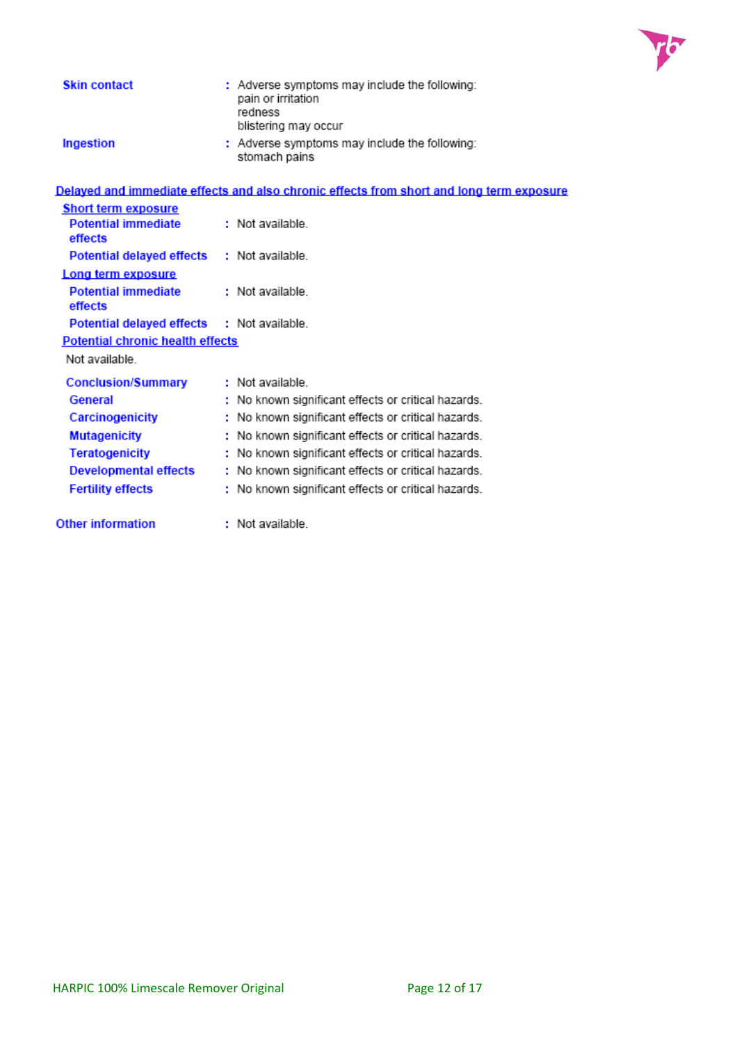**Skin contact** : Adverse symptoms may include the following:
pain or irritation
redness
blistering may occur

**Ingestion** : Adverse symptoms may include the following:
stomach pains

## Delayed and immediate effects and also chronic effects from short and long term exposure

### Short term exposure

**Potential immediate effects** : Not available.

**Potential delayed effects** : Not available.

### Long term exposure

**Potential immediate effects** : Not available.

**Potential delayed effects** : Not available.

### Potential chronic health effects

Not available.

**Conclusion/Summary** : Not available.

**General** : No known significant effects or critical hazards.

**Carcinogenicity** : No known significant effects or critical hazards.

**Mutagenicity** : No known significant effects or critical hazards.

**Teratogenicity** : No known significant effects or critical hazards.

**Developmental effects** : No known significant effects or critical hazards.

**Fertility effects** : No known significant effects or critical hazards.

**Other information** : Not available.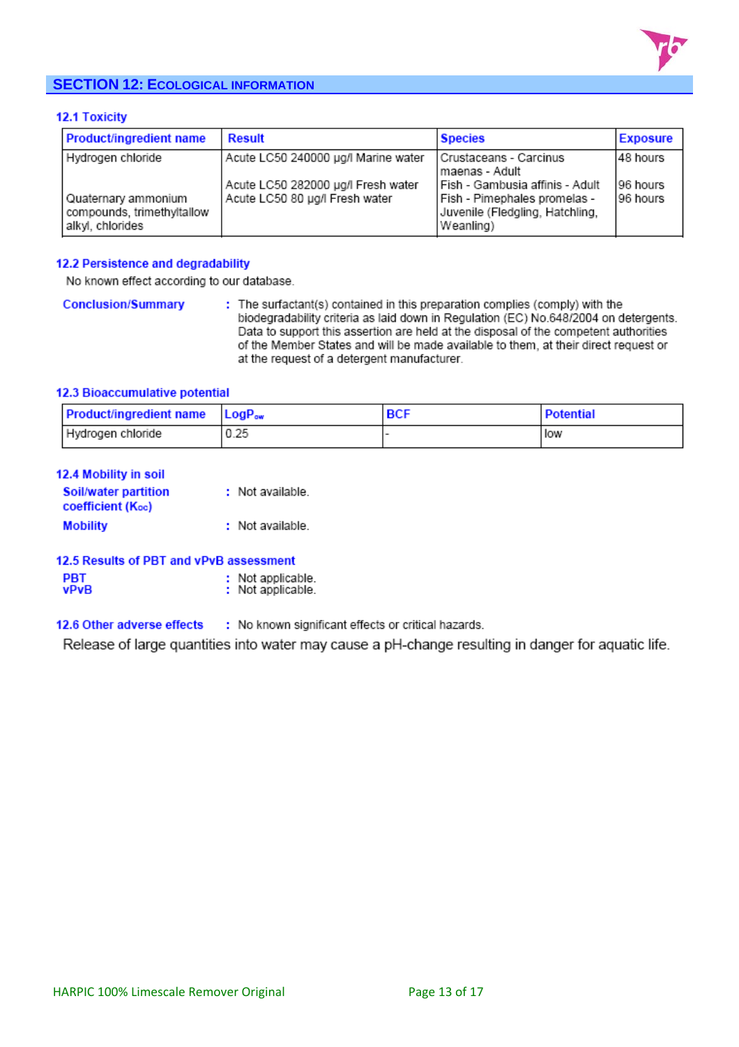## SECTION 12: Ecological information

### 12.1 Toxicity

| Product/ingredient name | Result | Species | Exposure |
|---|---|---|---|
| Hydrogen chloride | Acute LC50 240000 µg/l Marine water | Crustaceans - Carcinus maenas - Adult | 48 hours |
| | Acute LC50 282000 µg/l Fresh water | Fish - Gambusia affinis - Adult | 96 hours |
| Quaternary ammonium compounds, trimethyltallow alkyl, chlorides | Acute LC50 80 µg/l Fresh water | Fish - Pimephales promelas - Juvenile (Fledgling, Hatchling, Weanling) | 96 hours |

### 12.2 Persistence and degradability

No known effect according to our database.

**Conclusion/Summary** : The surfactant(s) contained in this preparation complies (comply) with the biodegradability criteria as laid down in Regulation (EC) No.648/2004 on detergents. Data to support this assertion are held at the disposal of the competent authorities of the Member States and will be made available to them, at their direct request or at the request of a detergent manufacturer.

### 12.3 Bioaccumulative potential

| Product/ingredient name | $LogP_{ow}$ | BCF | Potential |
|---|---|---|---|
| Hydrogen chloride | 0.25 | - | low |

### 12.4 Mobility in soil

**Soil/water partition coefficient ($K_{oc}$)** : Not available.

**Mobility** : Not available.

### 12.5 Results of PBT and vPvB assessment

**PBT** : Not applicable.
**vPvB** : Not applicable.

### 12.6 Other adverse effects

: No known significant effects or critical hazards.

Release of large quantities into water may cause a pH-change resulting in danger for aquatic life.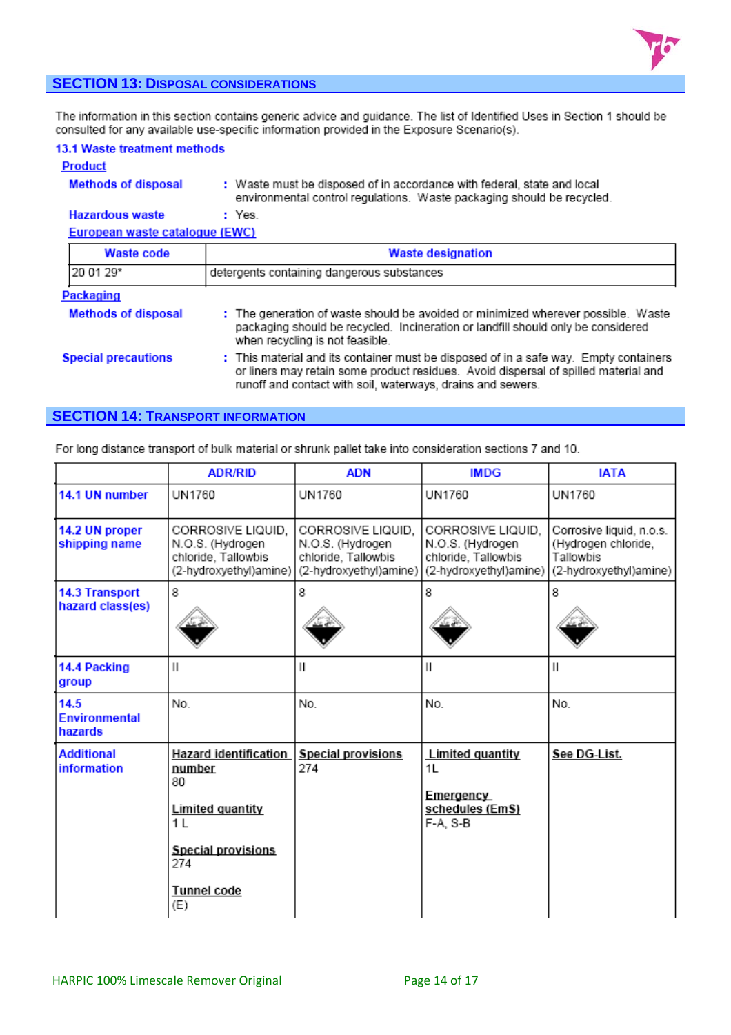## SECTION 13: DISPOSAL CONSIDERATIONS

The information in this section contains generic advice and guidance. The list of Identified Uses in Section 1 should be consulted for any available use-specific information provided in the Exposure Scenario(s).

### 13.1 Waste treatment methods

**Product**

**Methods of disposal** : Waste must be disposed of in accordance with federal, state and local environmental control regulations. Waste packaging should be recycled.

**Hazardous waste** : Yes.

**European waste catalogue (EWC)**

| Waste code | Waste designation |
|---|---|
| 20 01 29* | detergents containing dangerous substances |

**Packaging**

**Methods of disposal** : The generation of waste should be avoided or minimized wherever possible. Waste packaging should be recycled. Incineration or landfill should only be considered when recycling is not feasible.

**Special precautions** : This material and its container must be disposed of in a safe way. Empty containers or liners may retain some product residues. Avoid dispersal of spilled material and runoff and contact with soil, waterways, drains and sewers.

## SECTION 14: TRANSPORT INFORMATION

For long distance transport of bulk material or shrunk pallet take into consideration sections 7 and 10.

| | ADR/RID | ADN | IMDG | IATA |
|---|---|---|---|---|
| 14.1 UN number | UN1760 | UN1760 | UN1760 | UN1760 |
| 14.2 UN proper shipping name | CORROSIVE LIQUID, N.O.S. (Hydrogen chloride, Tallowbis (2-hydroxyethyl)amine) | CORROSIVE LIQUID, N.O.S. (Hydrogen chloride, Tallowbis (2-hydroxyethyl)amine) | CORROSIVE LIQUID, N.O.S. (Hydrogen chloride, Tallowbis (2-hydroxyethyl)amine) | Corrosive liquid, n.o.s. (Hydrogen chloride, Tallowbis (2-hydroxyethyl)amine) |
| 14.3 Transport hazard class(es) | 8 | 8 | 8 | 8 |
| 14.4 Packing group | II | II | II | II |
| 14.5 Environmental hazards | No. | No. | No. | No. |
| Additional information | **Hazard identification number** 80 **Limited quantity** 1 L **Special provisions** 274 **Tunnel code** (E) | **Special provisions** 274 | **Limited quantity** 1L **Emergency schedules (EmS)** F-A, S-B | **See DG-List.** |

HARPIC 100% Limescale Remover Original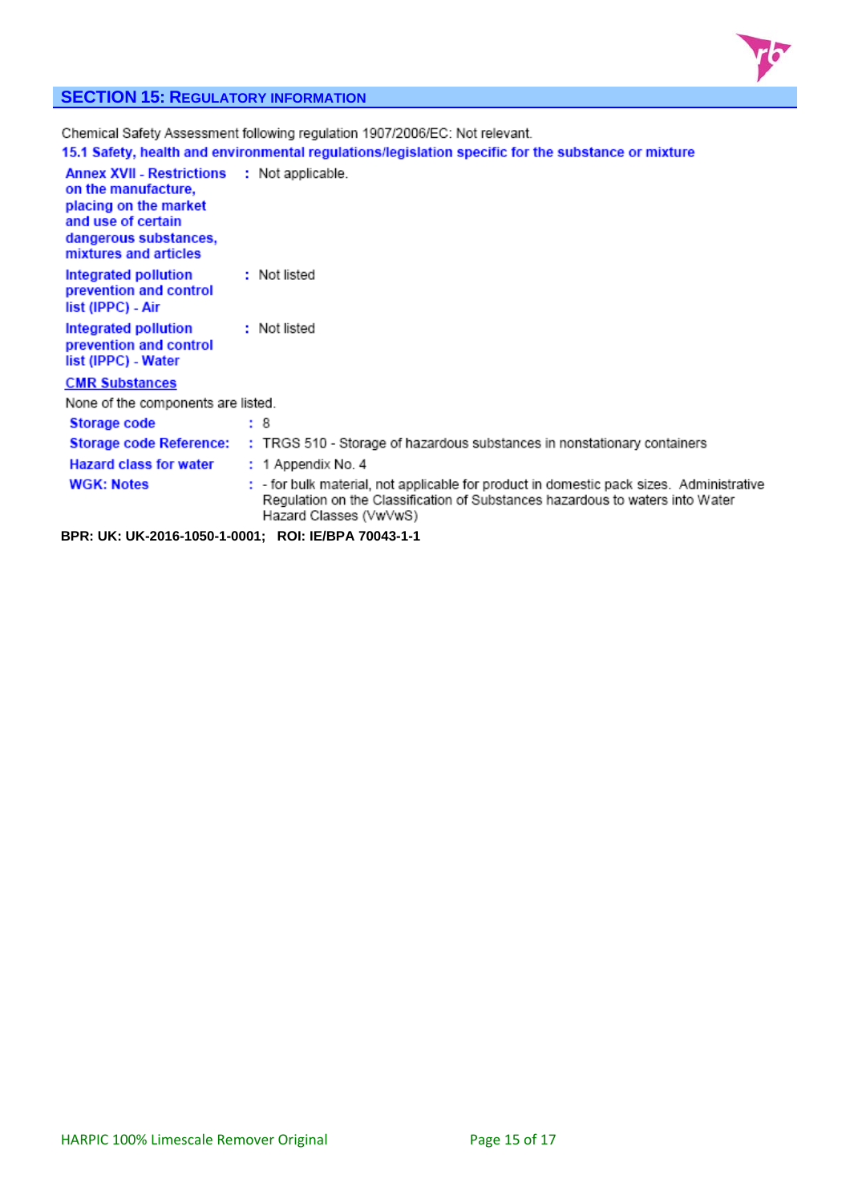## SECTION 15: REGULATORY INFORMATION

Chemical Safety Assessment following regulation 1907/2006/EC: Not relevant.

### 15.1 Safety, health and environmental regulations/legislation specific for the substance or mixture

**Annex XVII - Restrictions on the manufacture, placing on the market and use of certain dangerous substances, mixtures and articles** : Not applicable.

**Integrated pollution prevention and control list (IPPC) - Air** : Not listed

**Integrated pollution prevention and control list (IPPC) - Water** : Not listed

**CMR Substances**

None of the components are listed.

**Storage code** : 8

**Storage code Reference:** : TRGS 510 - Storage of hazardous substances in nonstationary containers

**Hazard class for water** : 1 Appendix No. 4

**WGK: Notes** : - for bulk material, not applicable for product in domestic pack sizes. Administrative Regulation on the Classification of Substances hazardous to waters into Water Hazard Classes (VwVwS)

**BPR: UK: UK-2016-1050-1-0001; ROI: IE/BPA 70043-1-1**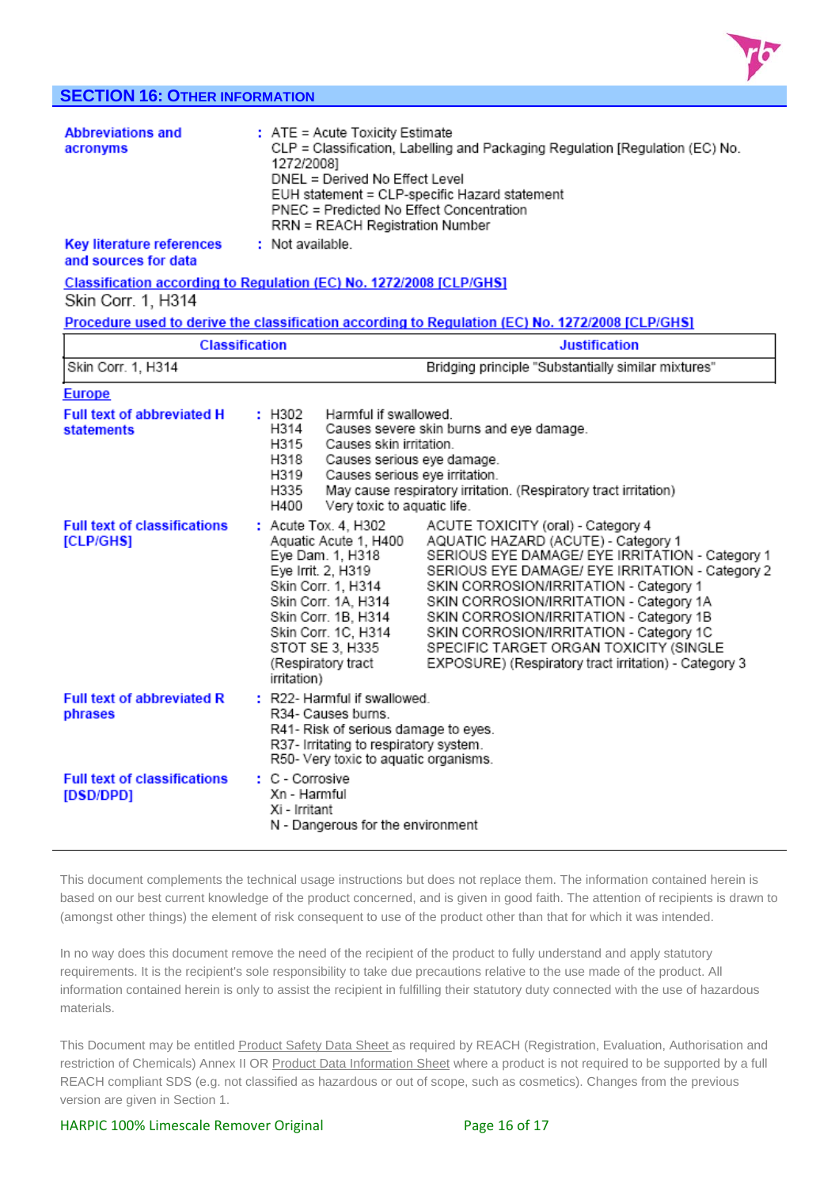## SECTION 16: OTHER INFORMATION

**Abbreviations and acronyms** : ATE = Acute Toxicity Estimate
CLP = Classification, Labelling and Packaging Regulation [Regulation (EC) No. 1272/2008]
DNEL = Derived No Effect Level
EUH statement = CLP-specific Hazard statement
PNEC = Predicted No Effect Concentration
RRN = REACH Registration Number

**Key literature references and sources for data** : Not available.

**Classification according to Regulation (EC) No. 1272/2008 [CLP/GHS]**

Skin Corr. 1, H314

**Procedure used to derive the classification according to Regulation (EC) No. 1272/2008 [CLP/GHS]**

| Classification | Justification |
|---|---|
| Skin Corr. 1, H314 | Bridging principle "Substantially similar mixtures" |

**Europe**

**Full text of abbreviated H statements** :

| | |
|---|---|
| H302 | Harmful if swallowed. |
| H314 | Causes severe skin burns and eye damage. |
| H315 | Causes skin irritation. |
| H318 | Causes serious eye damage. |
| H319 | Causes serious eye irritation. |
| H335 | May cause respiratory irritation. (Respiratory tract irritation) |
| H400 | Very toxic to aquatic life. |

**Full text of classifications [CLP/GHS]** :

| | |
|---|---|
| Acute Tox. 4, H302 | ACUTE TOXICITY (oral) - Category 4 |
| Aquatic Acute 1, H400 | AQUATIC HAZARD (ACUTE) - Category 1 |
| Eye Dam. 1, H318 | SERIOUS EYE DAMAGE/ EYE IRRITATION - Category 1 |
| Eye Irrit. 2, H319 | SERIOUS EYE DAMAGE/ EYE IRRITATION - Category 2 |
| Skin Corr. 1, H314 | SKIN CORROSION/IRRITATION - Category 1 |
| Skin Corr. 1A, H314 | SKIN CORROSION/IRRITATION - Category 1A |
| Skin Corr. 1B, H314 | SKIN CORROSION/IRRITATION - Category 1B |
| Skin Corr. 1C, H314 | SKIN CORROSION/IRRITATION - Category 1C |
| STOT SE 3, H335 (Respiratory tract irritation) | SPECIFIC TARGET ORGAN TOXICITY (SINGLE EXPOSURE) (Respiratory tract irritation) - Category 3 |

**Full text of abbreviated R phrases** : R22- Harmful if swallowed.
R34- Causes burns.
R41- Risk of serious damage to eyes.
R37- Irritating to respiratory system.
R50- Very toxic to aquatic organisms.

**Full text of classifications [DSD/DPD]** : C - Corrosive
Xn - Harmful
Xi - Irritant
N - Dangerous for the environment

---

This document complements the technical usage instructions but does not replace them. The information contained herein is based on our best current knowledge of the product concerned, and is given in good faith. The attention of recipients is drawn to (amongst other things) the element of risk consequent to use of the product other than that for which it was intended.

In no way does this document remove the need of the recipient of the product to fully understand and apply statutory requirements. It is the recipient's sole responsibility to take due precautions relative to the use made of the product. All information contained herein is only to assist the recipient in fulfilling their statutory duty connected with the use of hazardous materials.

This Document may be entitled Product Safety Data Sheet as required by REACH (Registration, Evaluation, Authorisation and restriction of Chemicals) Annex II OR Product Data Information Sheet where a product is not required to be supported by a full REACH compliant SDS (e.g. not classified as hazardous or out of scope, such as cosmetics). Changes from the previous version are given in Section 1.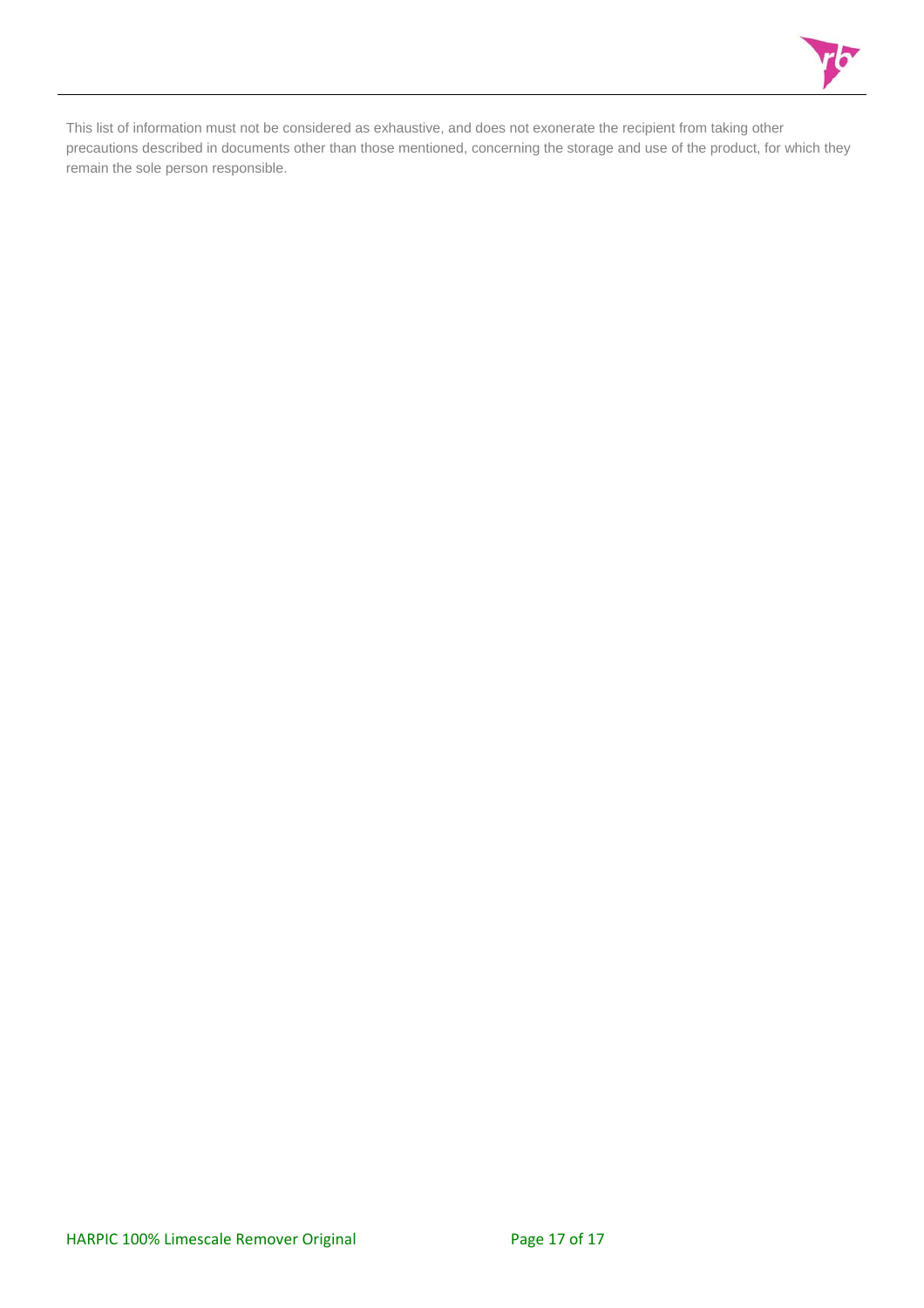This list of information must not be considered as exhaustive, and does not exonerate the recipient from taking other precautions described in documents other than those mentioned, concerning the storage and use of the product, for which they remain the sole person responsible.